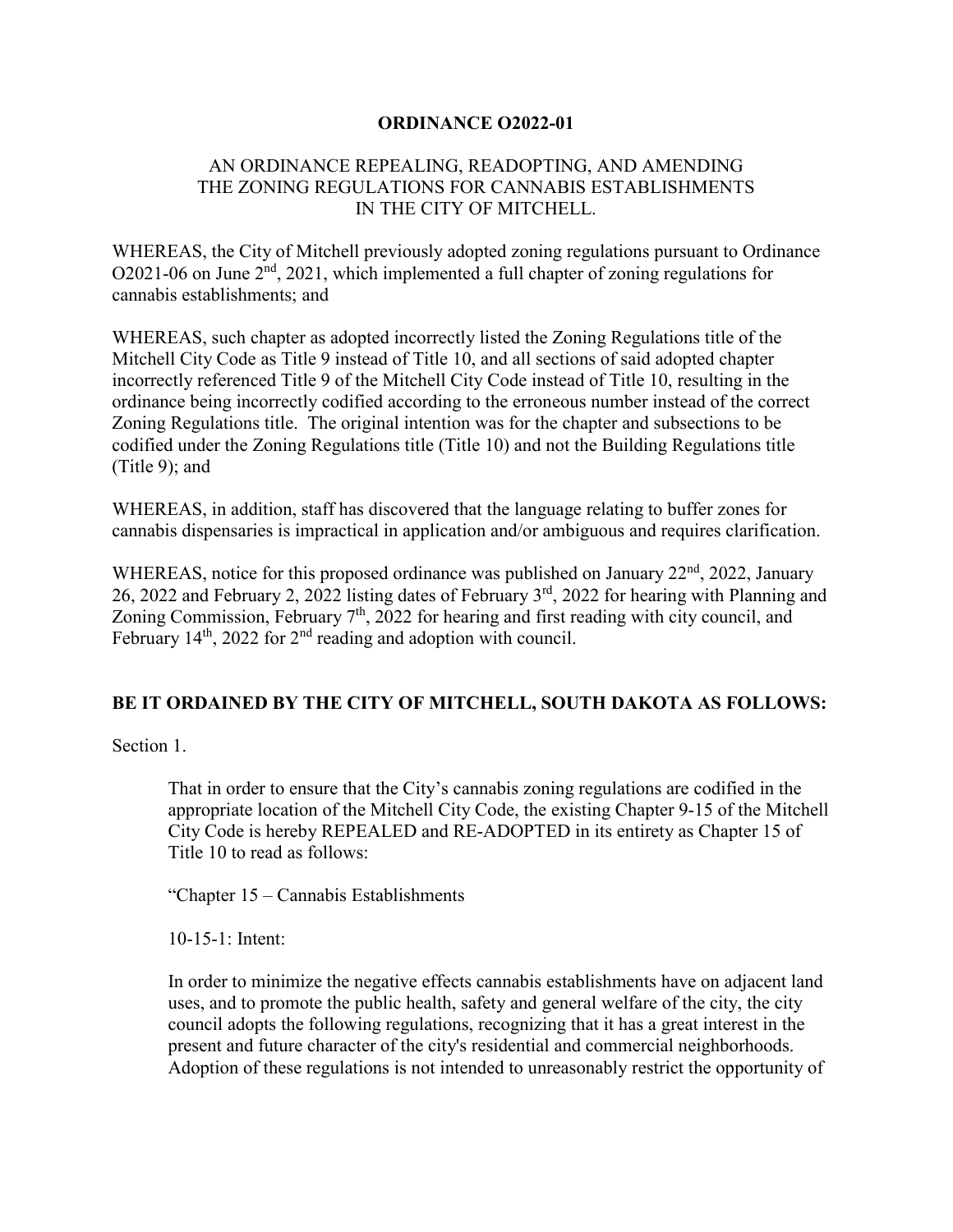**ORDINANCE O2022-01**

AN ORDINANCE REPEALING, READOPTING, AND AMENDING THE ZONING REGULATIONS FOR CANNABIS ESTABLISHMENTS IN THE CITY OF MITCHELL.

WHEREAS, the City of Mitchell previously adopted zoning regulations pursuant to Ordinance O2021-06 on June 2nd, 2021, which implemented a full chapter of zoning regulations for cannabis establishments; and

WHEREAS, such chapter as adopted incorrectly listed the Zoning Regulations title of the Mitchell City Code as Title 9 instead of Title 10, and all sections of said adopted chapter incorrectly referenced Title 9 of the Mitchell City Code instead of Title 10, resulting in the ordinance being incorrectly codified according to the erroneous number instead of the correct Zoning Regulations title. The original intention was for the chapter and subsections to be codified under the Zoning Regulations title (Title 10) and not the Building Regulations title (Title 9); and

WHEREAS, in addition, staff has discovered that the language relating to buffer zones for cannabis dispensaries is impractical in application and/or ambiguous and requires clarification.

WHEREAS, notice for this proposed ordinance was published on January 22nd, 2022, January 26, 2022 and February 2, 2022 listing dates of February 3rd, 2022 for hearing with Planning and Zoning Commission, February 7th, 2022 for hearing and first reading with city council, and February 14th, 2022 for 2nd reading and adoption with council.

**BE IT ORDAINED BY THE CITY OF MITCHELL, SOUTH DAKOTA AS FOLLOWS:**

Section 1.

That in order to ensure that the City's cannabis zoning regulations are codified in the appropriate location of the Mitchell City Code, the existing Chapter 9-15 of the Mitchell City Code is hereby REPEALED and RE-ADOPTED in its entirety as Chapter 15 of Title 10 to read as follows:

"Chapter 15 – Cannabis Establishments

10-15-1: Intent:

In order to minimize the negative effects cannabis establishments have on adjacent land uses, and to promote the public health, safety and general welfare of the city, the city council adopts the following regulations, recognizing that it has a great interest in the present and future character of the city's residential and commercial neighborhoods. Adoption of these regulations is not intended to unreasonably restrict the opportunity of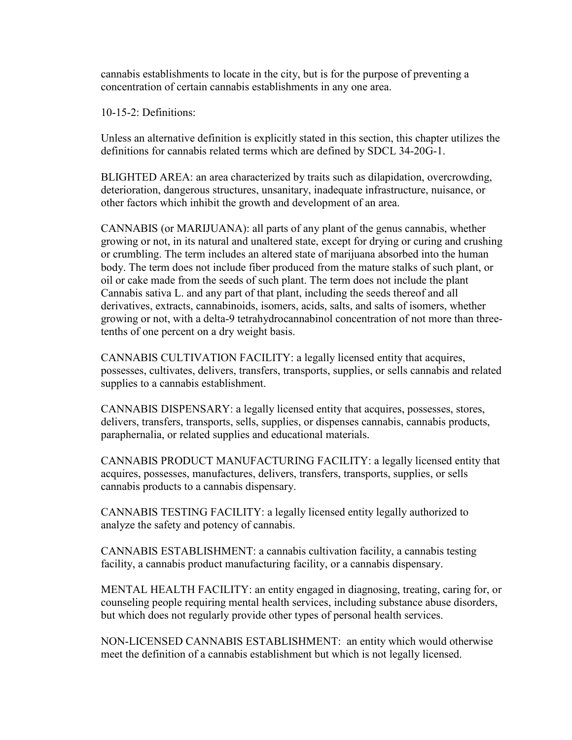cannabis establishments to locate in the city, but is for the purpose of preventing a concentration of certain cannabis establishments in any one area.

10-15-2: Definitions:

Unless an alternative definition is explicitly stated in this section, this chapter utilizes the definitions for cannabis related terms which are defined by SDCL 34-20G-1.

BLIGHTED AREA: an area characterized by traits such as dilapidation, overcrowding, deterioration, dangerous structures, unsanitary, inadequate infrastructure, nuisance, or other factors which inhibit the growth and development of an area.

CANNABIS (or MARIJUANA): all parts of any plant of the genus cannabis, whether growing or not, in its natural and unaltered state, except for drying or curing and crushing or crumbling. The term includes an altered state of marijuana absorbed into the human body. The term does not include fiber produced from the mature stalks of such plant, or oil or cake made from the seeds of such plant. The term does not include the plant Cannabis sativa L. and any part of that plant, including the seeds thereof and all derivatives, extracts, cannabinoids, isomers, acids, salts, and salts of isomers, whether growing or not, with a delta-9 tetrahydrocannabinol concentration of not more than three-tenths of one percent on a dry weight basis.

CANNABIS CULTIVATION FACILITY: a legally licensed entity that acquires, possesses, cultivates, delivers, transfers, transports, supplies, or sells cannabis and related supplies to a cannabis establishment.

CANNABIS DISPENSARY: a legally licensed entity that acquires, possesses, stores, delivers, transfers, transports, sells, supplies, or dispenses cannabis, cannabis products, paraphernalia, or related supplies and educational materials.

CANNABIS PRODUCT MANUFACTURING FACILITY: a legally licensed entity that acquires, possesses, manufactures, delivers, transfers, transports, supplies, or sells cannabis products to a cannabis dispensary.

CANNABIS TESTING FACILITY: a legally licensed entity legally authorized to analyze the safety and potency of cannabis.

CANNABIS ESTABLISHMENT: a cannabis cultivation facility, a cannabis testing facility, a cannabis product manufacturing facility, or a cannabis dispensary.

MENTAL HEALTH FACILITY: an entity engaged in diagnosing, treating, caring for, or counseling people requiring mental health services, including substance abuse disorders, but which does not regularly provide other types of personal health services.

NON-LICENSED CANNABIS ESTABLISHMENT: an entity which would otherwise meet the definition of a cannabis establishment but which is not legally licensed.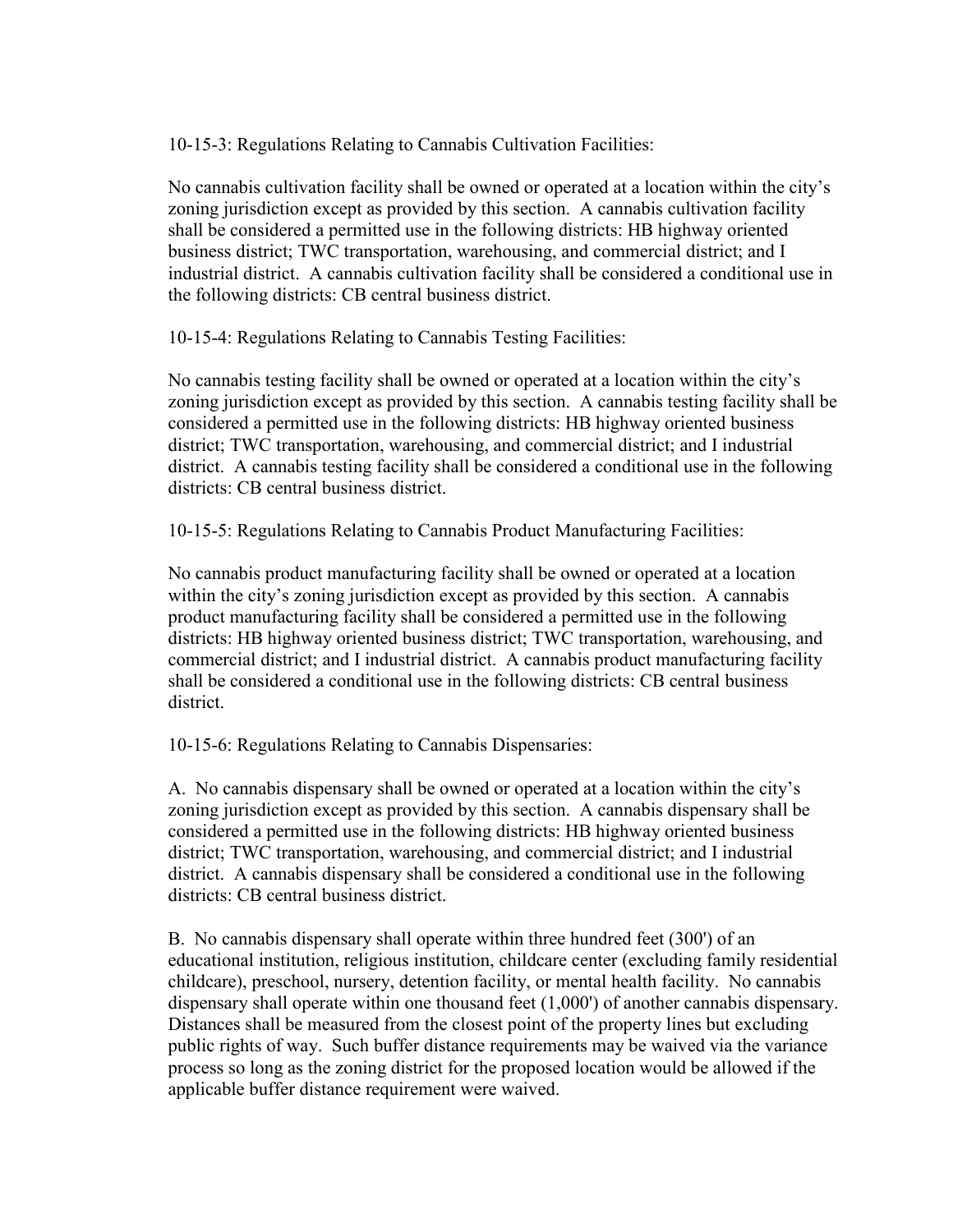10-15-3: Regulations Relating to Cannabis Cultivation Facilities:

No cannabis cultivation facility shall be owned or operated at a location within the city's zoning jurisdiction except as provided by this section. A cannabis cultivation facility shall be considered a permitted use in the following districts: HB highway oriented business district; TWC transportation, warehousing, and commercial district; and I industrial district. A cannabis cultivation facility shall be considered a conditional use in the following districts: CB central business district.

10-15-4: Regulations Relating to Cannabis Testing Facilities:

No cannabis testing facility shall be owned or operated at a location within the city's zoning jurisdiction except as provided by this section. A cannabis testing facility shall be considered a permitted use in the following districts: HB highway oriented business district; TWC transportation, warehousing, and commercial district; and I industrial district. A cannabis testing facility shall be considered a conditional use in the following districts: CB central business district.

10-15-5: Regulations Relating to Cannabis Product Manufacturing Facilities:

No cannabis product manufacturing facility shall be owned or operated at a location within the city's zoning jurisdiction except as provided by this section. A cannabis product manufacturing facility shall be considered a permitted use in the following districts: HB highway oriented business district; TWC transportation, warehousing, and commercial district; and I industrial district. A cannabis product manufacturing facility shall be considered a conditional use in the following districts: CB central business district.

10-15-6: Regulations Relating to Cannabis Dispensaries:

A. No cannabis dispensary shall be owned or operated at a location within the city's zoning jurisdiction except as provided by this section. A cannabis dispensary shall be considered a permitted use in the following districts: HB highway oriented business district; TWC transportation, warehousing, and commercial district; and I industrial district. A cannabis dispensary shall be considered a conditional use in the following districts: CB central business district.

B. No cannabis dispensary shall operate within three hundred feet (300') of an educational institution, religious institution, childcare center (excluding family residential childcare), preschool, nursery, detention facility, or mental health facility. No cannabis dispensary shall operate within one thousand feet (1,000') of another cannabis dispensary. Distances shall be measured from the closest point of the property lines but excluding public rights of way. Such buffer distance requirements may be waived via the variance process so long as the zoning district for the proposed location would be allowed if the applicable buffer distance requirement were waived.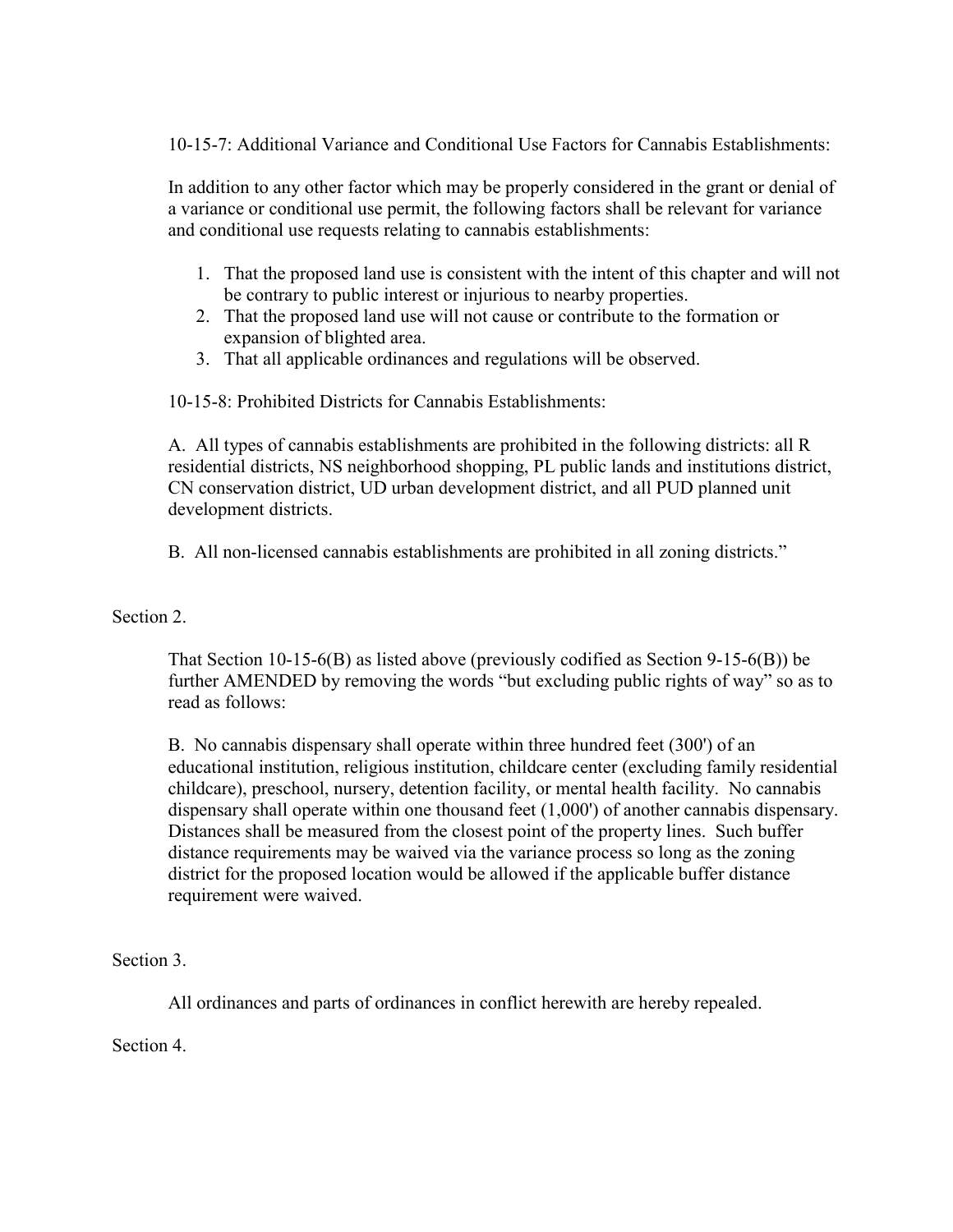10-15-7: Additional Variance and Conditional Use Factors for Cannabis Establishments:

In addition to any other factor which may be properly considered in the grant or denial of a variance or conditional use permit, the following factors shall be relevant for variance and conditional use requests relating to cannabis establishments:

1. That the proposed land use is consistent with the intent of this chapter and will not be contrary to public interest or injurious to nearby properties.
2. That the proposed land use will not cause or contribute to the formation or expansion of blighted area.
3. That all applicable ordinances and regulations will be observed.

10-15-8: Prohibited Districts for Cannabis Establishments:

A. All types of cannabis establishments are prohibited in the following districts: all R residential districts, NS neighborhood shopping, PL public lands and institutions district, CN conservation district, UD urban development district, and all PUD planned unit development districts.

B. All non-licensed cannabis establishments are prohibited in all zoning districts."

Section 2.

That Section 10-15-6(B) as listed above (previously codified as Section 9-15-6(B)) be further AMENDED by removing the words "but excluding public rights of way" so as to read as follows:

B. No cannabis dispensary shall operate within three hundred feet (300') of an educational institution, religious institution, childcare center (excluding family residential childcare), preschool, nursery, detention facility, or mental health facility. No cannabis dispensary shall operate within one thousand feet (1,000') of another cannabis dispensary. Distances shall be measured from the closest point of the property lines. Such buffer distance requirements may be waived via the variance process so long as the zoning district for the proposed location would be allowed if the applicable buffer distance requirement were waived.

Section 3.

All ordinances and parts of ordinances in conflict herewith are hereby repealed.

Section 4.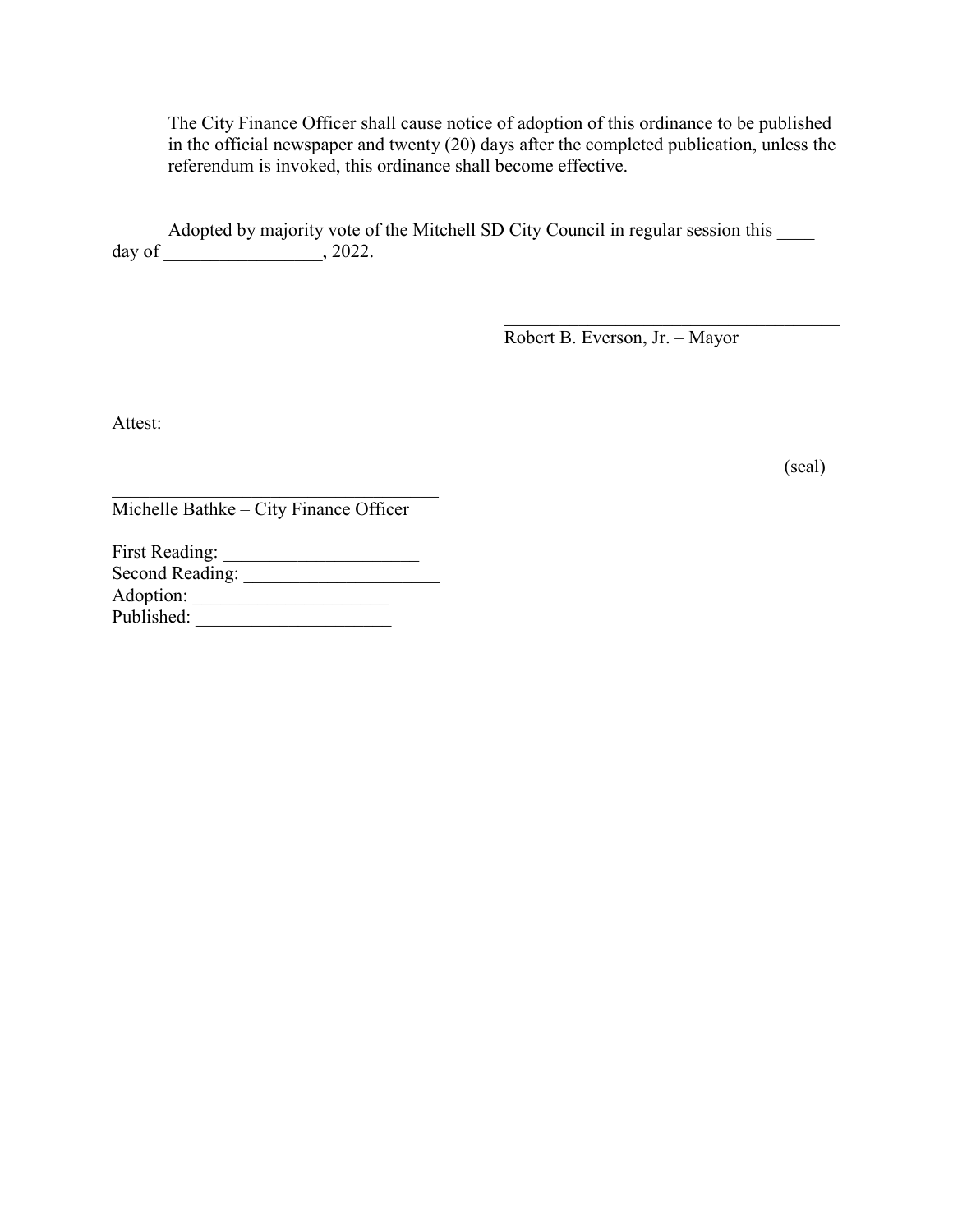The City Finance Officer shall cause notice of adoption of this ordinance to be published in the official newspaper and twenty (20) days after the completed publication, unless the referendum is invoked, this ordinance shall become effective.

Adopted by majority vote of the Mitchell SD City Council in regular session this ____ day of _________________, 2022.

_____________________________________
Robert B. Everson, Jr. – Mayor

Attest:

(seal)

_____________________________________
Michelle Bathke – City Finance Officer

First Reading: _____________________
Second Reading: _____________________
Adoption: _____________________
Published: _____________________